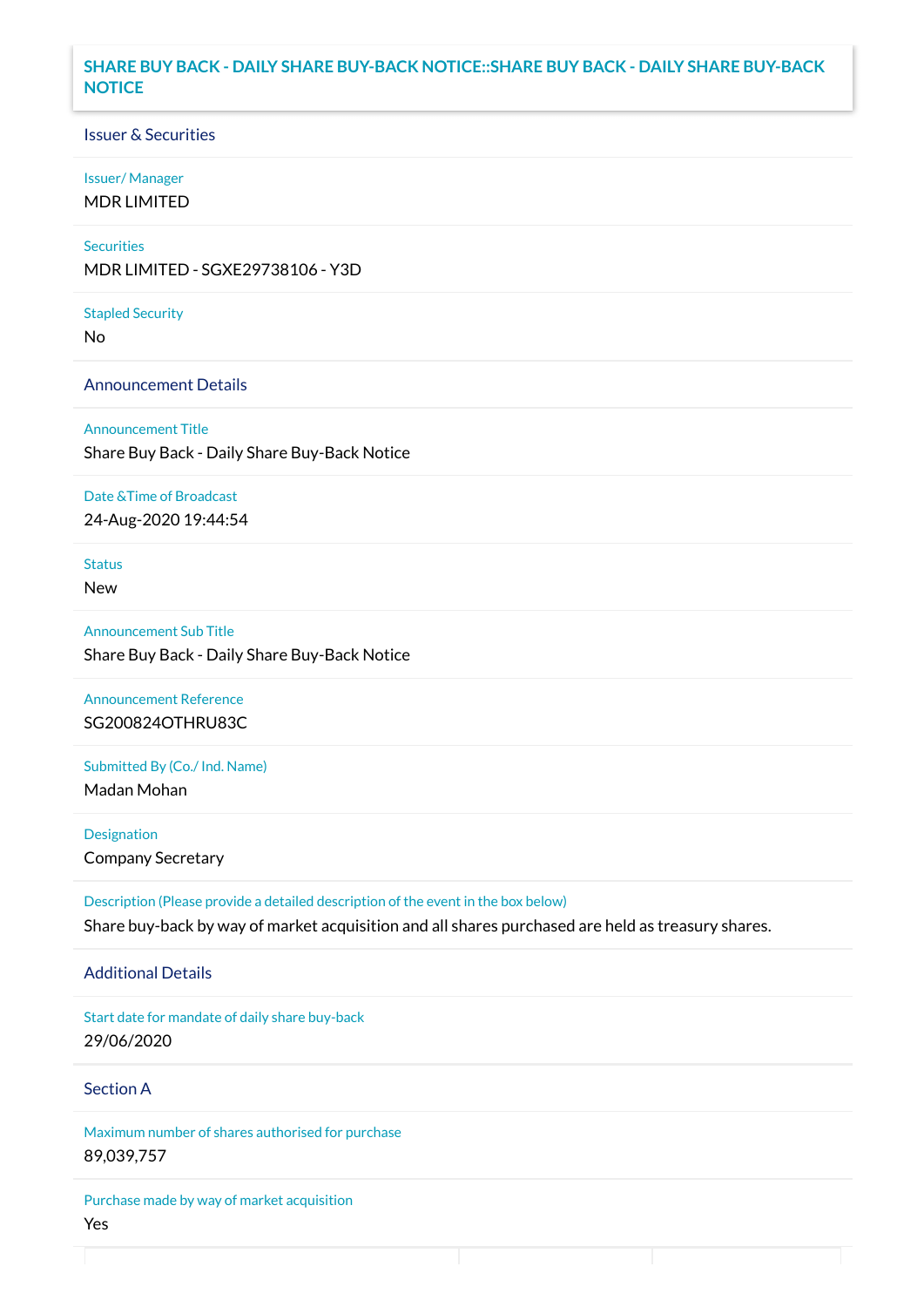# SHARE BUY BACK - DAILY SHARE BUY-BACK NOTICE::SHARE BUY BACK - DAILY SHARE BUY-BACK NOTICE

## Issuer & Securities

**Issuer/ Manager**

MDR LIMITED

**Securities**

MDR LIMITED - SGXE29738106 - Y3D

**Stapled Security**

No

## Announcement Details

**Announcement Title**

Share Buy Back - Daily Share Buy-Back Notice

**Date &Time of Broadcast**

24-Aug-2020 19:44:54

**Status**

New

**Announcement Sub Title**

Share Buy Back - Daily Share Buy-Back Notice

**Announcement Reference**

SG200824OTHRU83C

**Submitted By (Co./ Ind. Name)**

Madan Mohan

**Designation**

Company Secretary

**Description (Please provide a detailed description of the event in the box below)**

Share buy-back by way of market acquisition and all shares purchased are held as treasury shares.

## Additional Details

**Start date for mandate of daily share buy-back**

29/06/2020

## Section A

**Maximum number of shares authorised for purchase**

89,039,757

**Purchase made by way of market acquisition**

Yes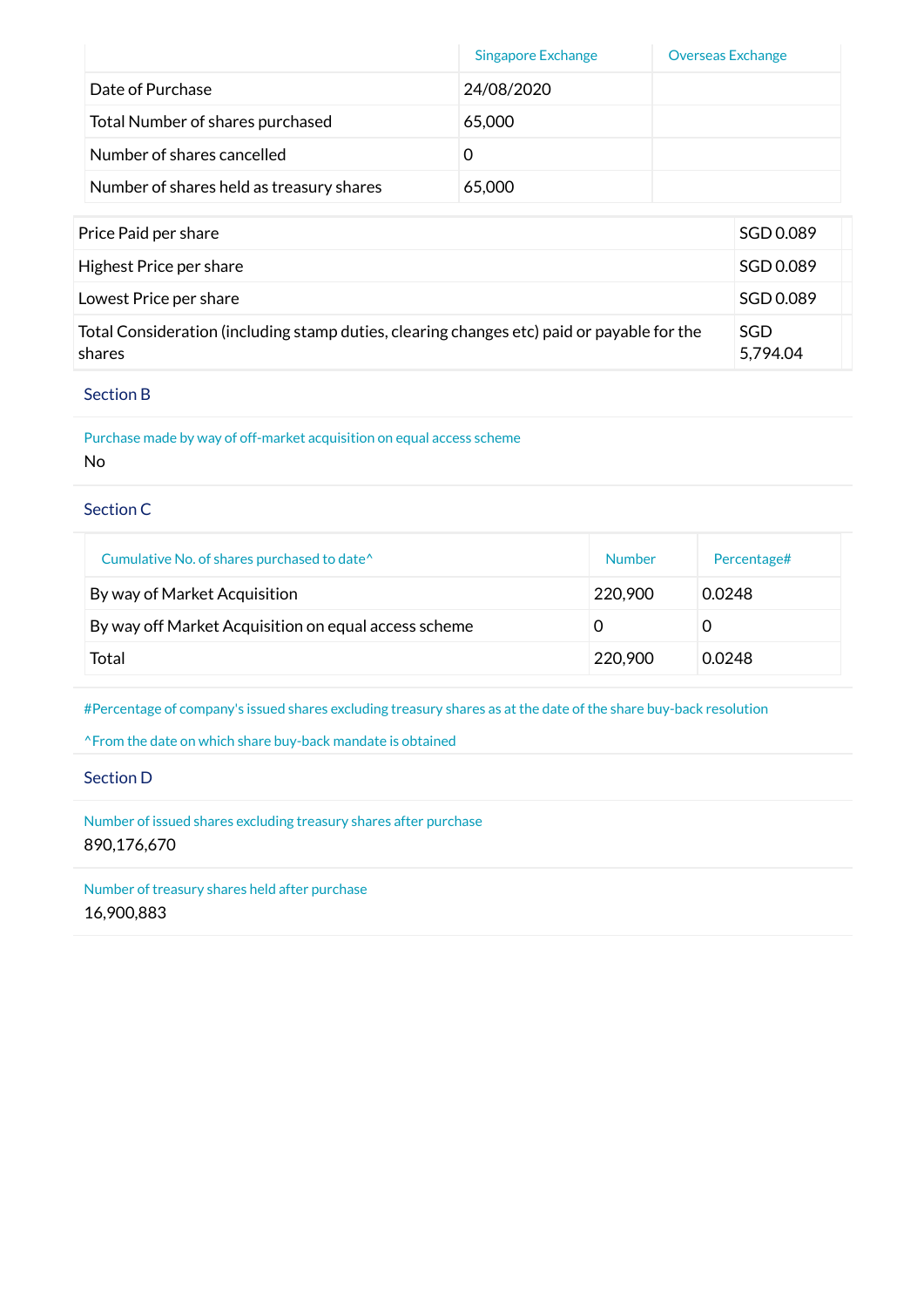| | Singapore Exchange | Overseas Exchange |
|---|---|---|
| Date of Purchase | 24/08/2020 | |
| Total Number of shares purchased | 65,000 | |
| Number of shares cancelled | 0 | |
| Number of shares held as treasury shares | 65,000 | |

| | |
|---|---|
| Price Paid per share | SGD 0.089 |
| Highest Price per share | SGD 0.089 |
| Lowest Price per share | SGD 0.089 |
| Total Consideration (including stamp duties, clearing changes etc) paid or payable for the shares | SGD 5,794.04 |

## Section B

Purchase made by way of off-market acquisition on equal access scheme

No

## Section C

| Cumulative No. of shares purchased to date^ | Number | Percentage# |
|---|---|---|
| By way of Market Acquisition | 220,900 | 0.0248 |
| By way off Market Acquisition on equal access scheme | 0 | 0 |
| Total | 220,900 | 0.0248 |

#Percentage of company's issued shares excluding treasury shares as at the date of the share buy-back resolution

^From the date on which share buy-back mandate is obtained

## Section D

Number of issued shares excluding treasury shares after purchase

890,176,670

Number of treasury shares held after purchase

16,900,883